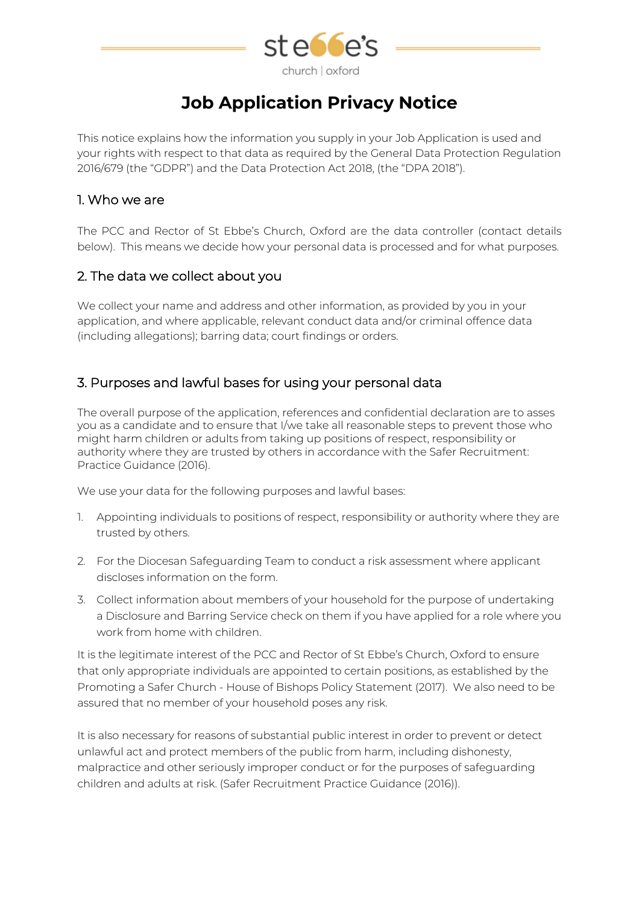# Job Application Privacy Notice

This notice explains how the information you supply in your Job Application is used and your rights with respect to that data as required by the General Data Protection Regulation 2016/679 (the "GDPR") and the Data Protection Act 2018, (the "DPA 2018").

## 1. Who we are

The PCC and Rector of St Ebbe's Church, Oxford are the data controller (contact details below). This means we decide how your personal data is processed and for what purposes.

## 2. The data we collect about you

We collect your name and address and other information, as provided by you in your application, and where applicable, relevant conduct data and/or criminal offence data (including allegations); barring data; court findings or orders.

## 3. Purposes and lawful bases for using your personal data

The overall purpose of the application, references and confidential declaration are to asses you as a candidate and to ensure that I/we take all reasonable steps to prevent those who might harm children or adults from taking up positions of respect, responsibility or authority where they are trusted by others in accordance with the Safer Recruitment: Practice Guidance (2016).

We use your data for the following purposes and lawful bases:

1. Appointing individuals to positions of respect, responsibility or authority where they are trusted by others.
2. For the Diocesan Safeguarding Team to conduct a risk assessment where applicant discloses information on the form.
3. Collect information about members of your household for the purpose of undertaking a Disclosure and Barring Service check on them if you have applied for a role where you work from home with children.

It is the legitimate interest of the PCC and Rector of St Ebbe's Church, Oxford to ensure that only appropriate individuals are appointed to certain positions, as established by the Promoting a Safer Church - House of Bishops Policy Statement (2017). We also need to be assured that no member of your household poses any risk.

It is also necessary for reasons of substantial public interest in order to prevent or detect unlawful act and protect members of the public from harm, including dishonesty, malpractice and other seriously improper conduct or for the purposes of safeguarding children and adults at risk. (Safer Recruitment Practice Guidance (2016)).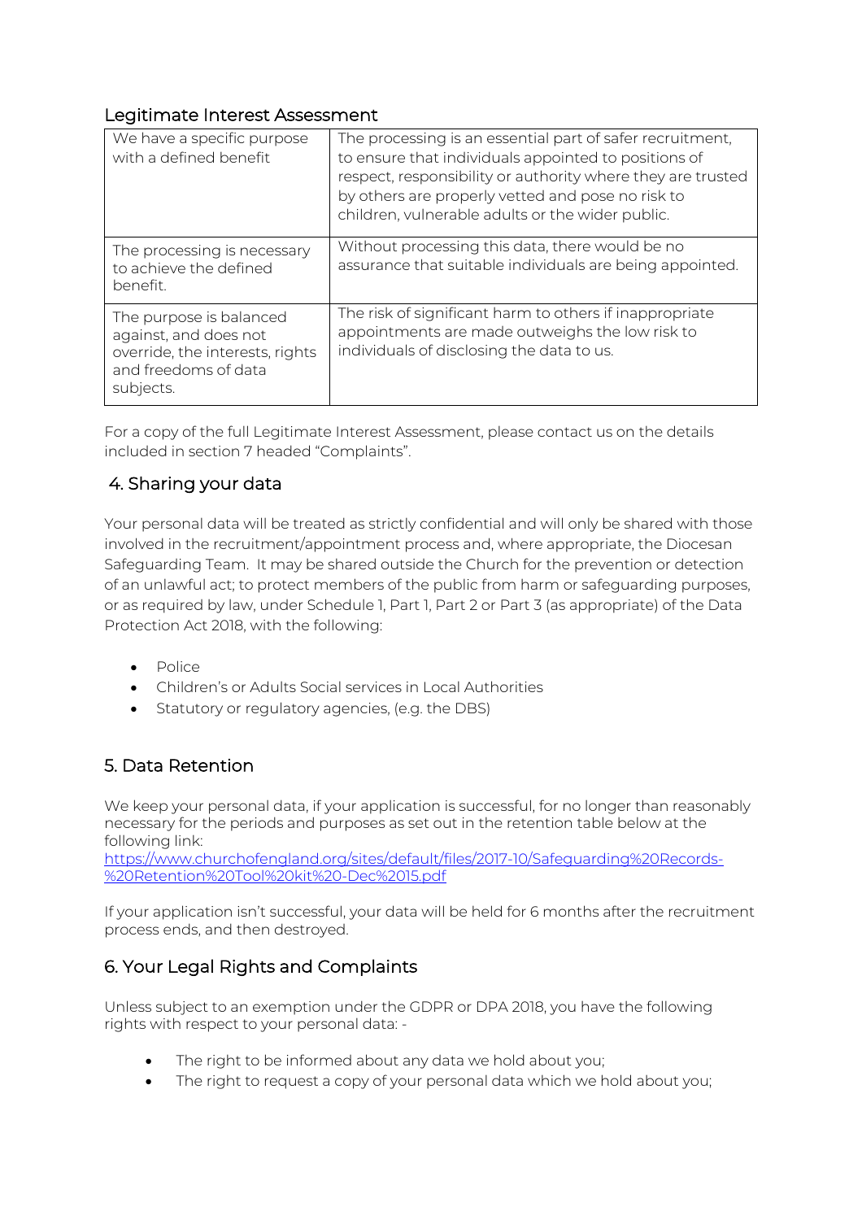## Legitimate Interest Assessment

| We have a specific purpose with a defined benefit | The processing is an essential part of safer recruitment, to ensure that individuals appointed to positions of respect, responsibility or authority where they are trusted by others are properly vetted and pose no risk to children, vulnerable adults or the wider public. |
| --- | --- |
| The processing is necessary to achieve the defined benefit. | Without processing this data, there would be no assurance that suitable individuals are being appointed. |
| The purpose is balanced against, and does not override, the interests, rights and freedoms of data subjects. | The risk of significant harm to others if inappropriate appointments are made outweighs the low risk to individuals of disclosing the data to us. |

For a copy of the full Legitimate Interest Assessment, please contact us on the details included in section 7 headed "Complaints".

## 4. Sharing your data

Your personal data will be treated as strictly confidential and will only be shared with those involved in the recruitment/appointment process and, where appropriate, the Diocesan Safeguarding Team. It may be shared outside the Church for the prevention or detection of an unlawful act; to protect members of the public from harm or safeguarding purposes, or as required by law, under Schedule 1, Part 1, Part 2 or Part 3 (as appropriate) of the Data Protection Act 2018, with the following:

- Police
- Children's or Adults Social services in Local Authorities
- Statutory or regulatory agencies, (e.g. the DBS)

## 5. Data Retention

We keep your personal data, if your application is successful, for no longer than reasonably necessary for the periods and purposes as set out in the retention table below at the following link:
https://www.churchofengland.org/sites/default/files/2017-10/Safeguarding%20Records-%20Retention%20Tool%20kit%20-Dec%2015.pdf

If your application isn't successful, your data will be held for 6 months after the recruitment process ends, and then destroyed.

## 6. Your Legal Rights and Complaints

Unless subject to an exemption under the GDPR or DPA 2018, you have the following rights with respect to your personal data: -

- The right to be informed about any data we hold about you;
- The right to request a copy of your personal data which we hold about you;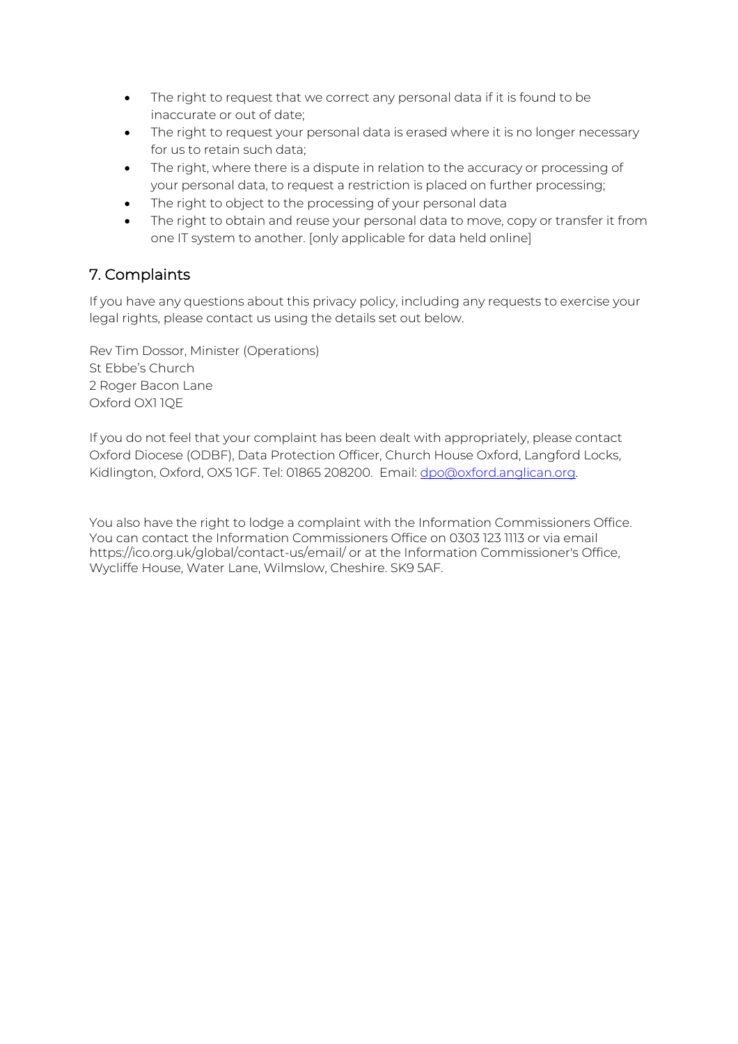- The right to request that we correct any personal data if it is found to be inaccurate or out of date;
- The right to request your personal data is erased where it is no longer necessary for us to retain such data;
- The right, where there is a dispute in relation to the accuracy or processing of your personal data, to request a restriction is placed on further processing;
- The right to object to the processing of your personal data
- The right to obtain and reuse your personal data to move, copy or transfer it from one IT system to another. [only applicable for data held online]

## 7. Complaints

If you have any questions about this privacy policy, including any requests to exercise your legal rights, please contact us using the details set out below.

Rev Tim Dossor, Minister (Operations)  
St Ebbe's Church  
2 Roger Bacon Lane  
Oxford OX1 1QE

If you do not feel that your complaint has been dealt with appropriately, please contact Oxford Diocese (ODBF), Data Protection Officer, Church House Oxford, Langford Locks, Kidlington, Oxford, OX5 1GF. Tel: 01865 208200. Email: dpo@oxford.anglican.org.

You also have the right to lodge a complaint with the Information Commissioners Office. You can contact the Information Commissioners Office on 0303 123 1113 or via email https://ico.org.uk/global/contact-us/email/ or at the Information Commissioner's Office, Wycliffe House, Water Lane, Wilmslow, Cheshire. SK9 5AF.